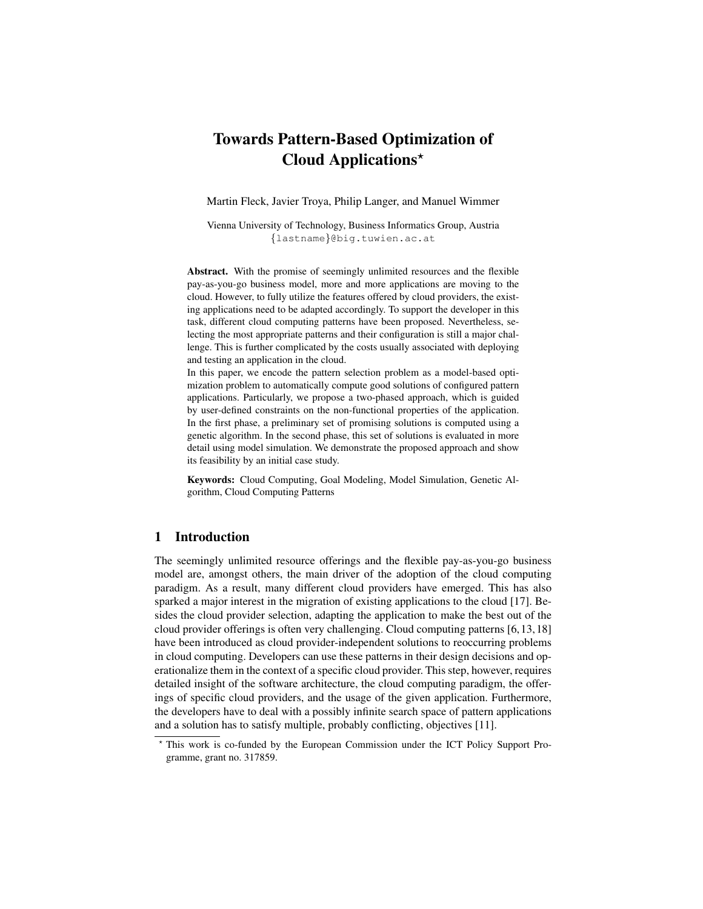# Towards Pattern-Based Optimization of Cloud Applications*

Martin Fleck, Javier Troya, Philip Langer, and Manuel Wimmer

Vienna University of Technology, Business Informatics Group, Austria
{lastname}@big.tuwien.ac.at

**Abstract.** With the promise of seemingly unlimited resources and the flexible pay-as-you-go business model, more and more applications are moving to the cloud. However, to fully utilize the features offered by cloud providers, the existing applications need to be adapted accordingly. To support the developer in this task, different cloud computing patterns have been proposed. Nevertheless, selecting the most appropriate patterns and their configuration is still a major challenge. This is further complicated by the costs usually associated with deploying and testing an application in the cloud.

In this paper, we encode the pattern selection problem as a model-based optimization problem to automatically compute good solutions of configured pattern applications. Particularly, we propose a two-phased approach, which is guided by user-defined constraints on the non-functional properties of the application. In the first phase, a preliminary set of promising solutions is computed using a genetic algorithm. In the second phase, this set of solutions is evaluated in more detail using model simulation. We demonstrate the proposed approach and show its feasibility by an initial case study.

**Keywords:** Cloud Computing, Goal Modeling, Model Simulation, Genetic Algorithm, Cloud Computing Patterns

## 1 Introduction

The seemingly unlimited resource offerings and the flexible pay-as-you-go business model are, amongst others, the main driver of the adoption of the cloud computing paradigm. As a result, many different cloud providers have emerged. This has also sparked a major interest in the migration of existing applications to the cloud [17]. Besides the cloud provider selection, adapting the application to make the best out of the cloud provider offerings is often very challenging. Cloud computing patterns [6,13,18] have been introduced as cloud provider-independent solutions to reoccurring problems in cloud computing. Developers can use these patterns in their design decisions and operationalize them in the context of a specific cloud provider. This step, however, requires detailed insight of the software architecture, the cloud computing paradigm, the offerings of specific cloud providers, and the usage of the given application. Furthermore, the developers have to deal with a possibly infinite search space of pattern applications and a solution has to satisfy multiple, probably conflicting, objectives [11].

* This work is co-funded by the European Commission under the ICT Policy Support Programme, grant no. 317859.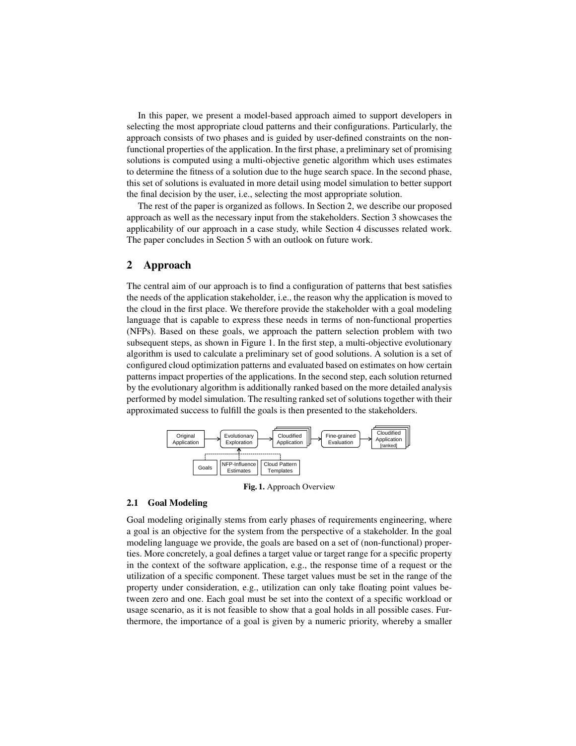In this paper, we present a model-based approach aimed to support developers in selecting the most appropriate cloud patterns and their configurations. Particularly, the approach consists of two phases and is guided by user-defined constraints on the non-functional properties of the application. In the first phase, a preliminary set of promising solutions is computed using a multi-objective genetic algorithm which uses estimates to determine the fitness of a solution due to the huge search space. In the second phase, this set of solutions is evaluated in more detail using model simulation to better support the final decision by the user, i.e., selecting the most appropriate solution.

The rest of the paper is organized as follows. In Section 2, we describe our proposed approach as well as the necessary input from the stakeholders. Section 3 showcases the applicability of our approach in a case study, while Section 4 discusses related work. The paper concludes in Section 5 with an outlook on future work.

## 2 Approach

The central aim of our approach is to find a configuration of patterns that best satisfies the needs of the application stakeholder, i.e., the reason why the application is moved to the cloud in the first place. We therefore provide the stakeholder with a goal modeling language that is capable to express these needs in terms of non-functional properties (NFPs). Based on these goals, we approach the pattern selection problem with two subsequent steps, as shown in Figure 1. In the first step, a multi-objective evolutionary algorithm is used to calculate a preliminary set of good solutions. A solution is a set of configured cloud optimization patterns and evaluated based on estimates on how certain patterns impact properties of the applications. In the second step, each solution returned by the evolutionary algorithm is additionally ranked based on the more detailed analysis performed by model simulation. The resulting ranked set of solutions together with their approximated success to fulfill the goals is then presented to the stakeholders.

Original Application → Evolutionary Exploration → Cloudified Application → Fine-grained Evaluation → Cloudified Application [ranked]

Goals, NFP-Influence Estimates, Cloud Pattern Templates → Evolutionary Exploration

**Fig. 1.** Approach Overview

### 2.1 Goal Modeling

Goal modeling originally stems from early phases of requirements engineering, where a goal is an objective for the system from the perspective of a stakeholder. In the goal modeling language we provide, the goals are based on a set of (non-functional) properties. More concretely, a goal defines a target value or target range for a specific property in the context of the software application, e.g., the response time of a request or the utilization of a specific component. These target values must be set in the range of the property under consideration, e.g., utilization can only take floating point values between zero and one. Each goal must be set into the context of a specific workload or usage scenario, as it is not feasible to show that a goal holds in all possible cases. Furthermore, the importance of a goal is given by a numeric priority, whereby a smaller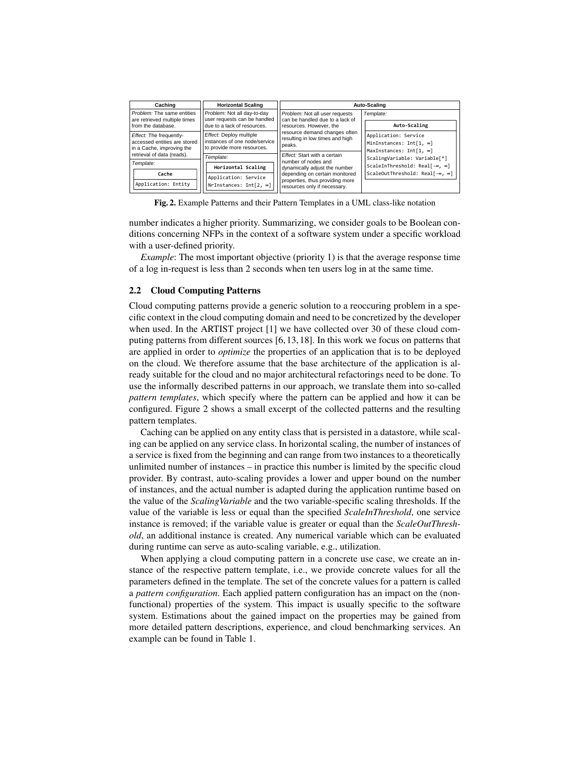| Caching | Horizontal Scaling | Auto-Scaling | |
|---|---|---|---|
| *Problem:* The same entities are retrieved multiple times from the database. | *Problem:* Not all day-to-day user requests can be handled due to a lack of resources. | *Problem:* Not all user requests can be handled due to a lack of resources. However, the resource demand changes often resulting in low times and high peaks. | *Template:* |
| *Effect:* The frequently-accessed entities are stored in a Cache, improving the retrieval of data (reads). | *Effect:* Deploy multiple instances of one node/service to provide more resources. | *Effect:* Start with a certain number of nodes and dynamically adjust the number depending on certain monitored properties, thus providing more resources only if necessary. | **Auto-Scaling**<br>Application: Service<br>MinInstances: Int[1, ∞]<br>MaxInstances: Int[1, ∞]<br>ScalingVariable: Variable[*]<br>ScaleInThreshold: Real[-∞, ∞]<br>ScaleOutThreshold: Real[-∞, ∞] |
| *Template:*<br>**Cache**<br>Application: Entity | *Template:*<br>**Horizontal Scaling**<br>Application: Service<br>NrInstances: Int[2, ∞] | | |

**Fig. 2.** Example Patterns and their Pattern Templates in a UML class-like notation

number indicates a higher priority. Summarizing, we consider goals to be Boolean conditions concerning NFPs in the context of a software system under a specific workload with a user-defined priority.

*Example*: The most important objective (priority 1) is that the average response time of a log in-request is less than 2 seconds when ten users log in at the same time.

### 2.2 Cloud Computing Patterns

Cloud computing patterns provide a generic solution to a reoccuring problem in a specific context in the cloud computing domain and need to be concretized by the developer when used. In the ARTIST project [1] we have collected over 30 of these cloud computing patterns from different sources [6, 13, 18]. In this work we focus on patterns that are applied in order to *optimize* the properties of an application that is to be deployed on the cloud. We therefore assume that the base architecture of the application is already suitable for the cloud and no major architectural refactorings need to be done. To use the informally described patterns in our approach, we translate them into so-called *pattern templates*, which specify where the pattern can be applied and how it can be configured. Figure 2 shows a small excerpt of the collected patterns and the resulting pattern templates.

Caching can be applied on any entity class that is persisted in a datastore, while scaling can be applied on any service class. In horizontal scaling, the number of instances of a service is fixed from the beginning and can range from two instances to a theoretically unlimited number of instances – in practice this number is limited by the specific cloud provider. By contrast, auto-scaling provides a lower and upper bound on the number of instances, and the actual number is adapted during the application runtime based on the value of the *ScalingVariable* and the two variable-specific scaling thresholds. If the value of the variable is less or equal than the specified *ScaleInThreshold*, one service instance is removed; if the variable value is greater or equal than the *ScaleOutThreshold*, an additional instance is created. Any numerical variable which can be evaluated during runtime can serve as auto-scaling variable, e.g., utilization.

When applying a cloud computing pattern in a concrete use case, we create an instance of the respective pattern template, i.e., we provide concrete values for all the parameters defined in the template. The set of the concrete values for a pattern is called a *pattern configuration*. Each applied pattern configuration has an impact on the (non-functional) properties of the system. This impact is usually specific to the software system. Estimations about the gained impact on the properties may be gained from more detailed pattern descriptions, experience, and cloud benchmarking services. An example can be found in Table 1.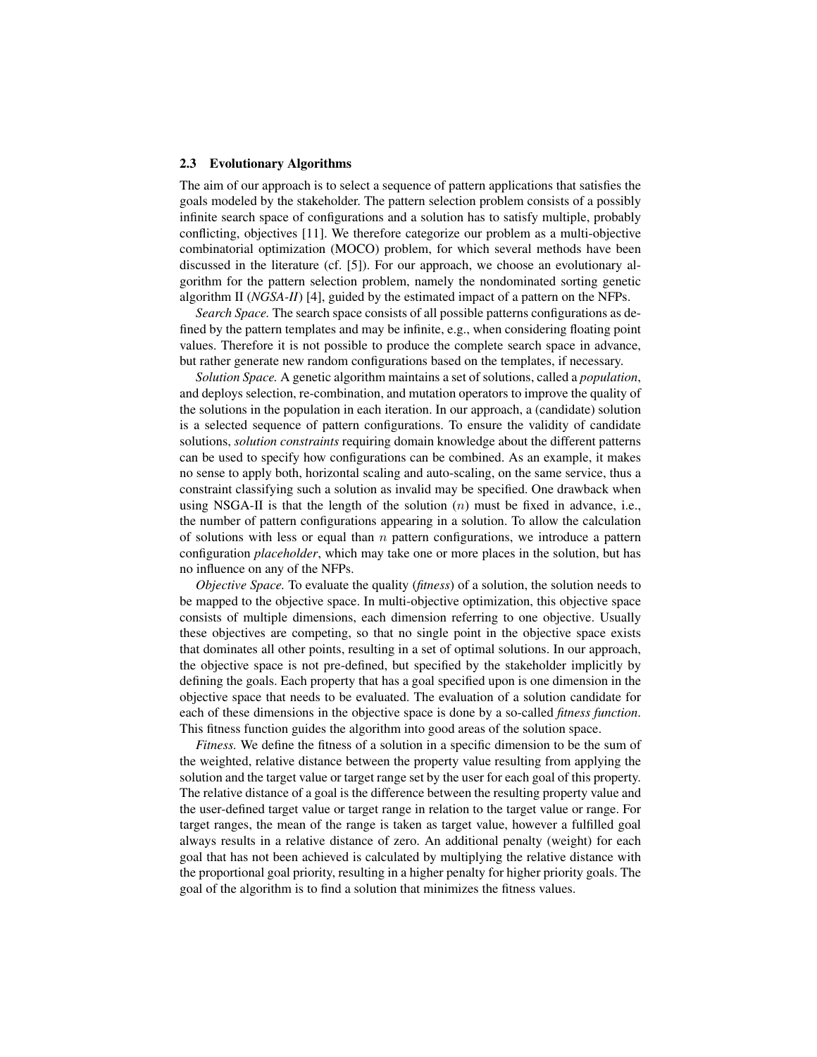### 2.3 Evolutionary Algorithms

The aim of our approach is to select a sequence of pattern applications that satisfies the goals modeled by the stakeholder. The pattern selection problem consists of a possibly infinite search space of configurations and a solution has to satisfy multiple, probably conflicting, objectives [11]. We therefore categorize our problem as a multi-objective combinatorial optimization (MOCO) problem, for which several methods have been discussed in the literature (cf. [5]). For our approach, we choose an evolutionary algorithm for the pattern selection problem, namely the nondominated sorting genetic algorithm II (*NGSA-II*) [4], guided by the estimated impact of a pattern on the NFPs.

*Search Space.* The search space consists of all possible patterns configurations as defined by the pattern templates and may be infinite, e.g., when considering floating point values. Therefore it is not possible to produce the complete search space in advance, but rather generate new random configurations based on the templates, if necessary.

*Solution Space.* A genetic algorithm maintains a set of solutions, called a *population*, and deploys selection, re-combination, and mutation operators to improve the quality of the solutions in the population in each iteration. In our approach, a (candidate) solution is a selected sequence of pattern configurations. To ensure the validity of candidate solutions, *solution constraints* requiring domain knowledge about the different patterns can be used to specify how configurations can be combined. As an example, it makes no sense to apply both, horizontal scaling and auto-scaling, on the same service, thus a constraint classifying such a solution as invalid may be specified. One drawback when using NSGA-II is that the length of the solution ($n$) must be fixed in advance, i.e., the number of pattern configurations appearing in a solution. To allow the calculation of solutions with less or equal than $n$ pattern configurations, we introduce a pattern configuration *placeholder*, which may take one or more places in the solution, but has no influence on any of the NFPs.

*Objective Space.* To evaluate the quality (*fitness*) of a solution, the solution needs to be mapped to the objective space. In multi-objective optimization, this objective space consists of multiple dimensions, each dimension referring to one objective. Usually these objectives are competing, so that no single point in the objective space exists that dominates all other points, resulting in a set of optimal solutions. In our approach, the objective space is not pre-defined, but specified by the stakeholder implicitly by defining the goals. Each property that has a goal specified upon is one dimension in the objective space that needs to be evaluated. The evaluation of a solution candidate for each of these dimensions in the objective space is done by a so-called *fitness function*. This fitness function guides the algorithm into good areas of the solution space.

*Fitness.* We define the fitness of a solution in a specific dimension to be the sum of the weighted, relative distance between the property value resulting from applying the solution and the target value or target range set by the user for each goal of this property. The relative distance of a goal is the difference between the resulting property value and the user-defined target value or target range in relation to the target value or range. For target ranges, the mean of the range is taken as target value, however a fulfilled goal always results in a relative distance of zero. An additional penalty (weight) for each goal that has not been achieved is calculated by multiplying the relative distance with the proportional goal priority, resulting in a higher penalty for higher priority goals. The goal of the algorithm is to find a solution that minimizes the fitness values.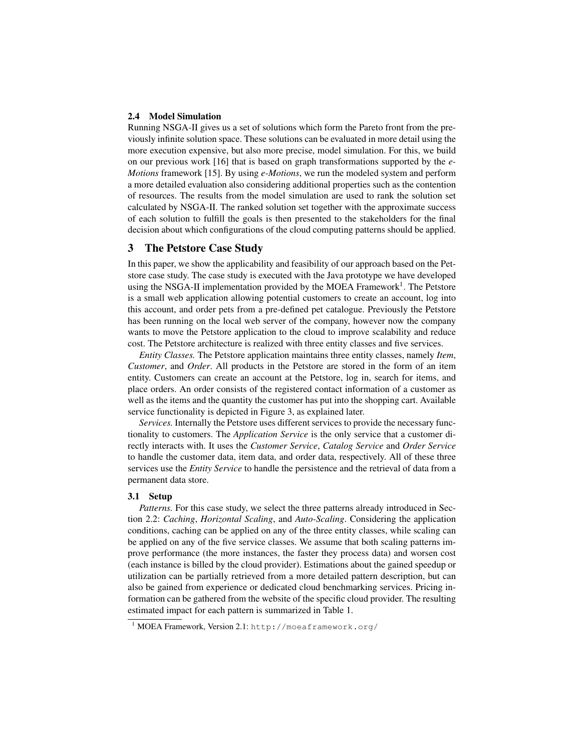### 2.4 Model Simulation

Running NSGA-II gives us a set of solutions which form the Pareto front from the previously infinite solution space. These solutions can be evaluated in more detail using the more execution expensive, but also more precise, model simulation. For this, we build on our previous work [16] that is based on graph transformations supported by the *e-Motions* framework [15]. By using *e-Motions*, we run the modeled system and perform a more detailed evaluation also considering additional properties such as the contention of resources. The results from the model simulation are used to rank the solution set calculated by NSGA-II. The ranked solution set together with the approximate success of each solution to fulfill the goals is then presented to the stakeholders for the final decision about which configurations of the cloud computing patterns should be applied.

## 3 The Petstore Case Study

In this paper, we show the applicability and feasibility of our approach based on the Petstore case study. The case study is executed with the Java prototype we have developed using the NSGA-II implementation provided by the MOEA Framework[1]. The Petstore is a small web application allowing potential customers to create an account, log into this account, and order pets from a pre-defined pet catalogue. Previously the Petstore has been running on the local web server of the company, however now the company wants to move the Petstore application to the cloud to improve scalability and reduce cost. The Petstore architecture is realized with three entity classes and five services.

*Entity Classes.* The Petstore application maintains three entity classes, namely *Item*, *Customer*, and *Order*. All products in the Petstore are stored in the form of an item entity. Customers can create an account at the Petstore, log in, search for items, and place orders. An order consists of the registered contact information of a customer as well as the items and the quantity the customer has put into the shopping cart. Available service functionality is depicted in Figure 3, as explained later.

*Services.* Internally the Petstore uses different services to provide the necessary functionality to customers. The *Application Service* is the only service that a customer directly interacts with. It uses the *Customer Service*, *Catalog Service* and *Order Service* to handle the customer data, item data, and order data, respectively. All of these three services use the *Entity Service* to handle the persistence and the retrieval of data from a permanent data store.

### 3.1 Setup

*Patterns.* For this case study, we select the three patterns already introduced in Section 2.2: *Caching*, *Horizontal Scaling*, and *Auto-Scaling*. Considering the application conditions, caching can be applied on any of the three entity classes, while scaling can be applied on any of the five service classes. We assume that both scaling patterns improve performance (the more instances, the faster they process data) and worsen cost (each instance is billed by the cloud provider). Estimations about the gained speedup or utilization can be partially retrieved from a more detailed pattern description, but can also be gained from experience or dedicated cloud benchmarking services. Pricing information can be gathered from the website of the specific cloud provider. The resulting estimated impact for each pattern is summarized in Table 1.

[1] MOEA Framework, Version 2.1: http://moeaframework.org/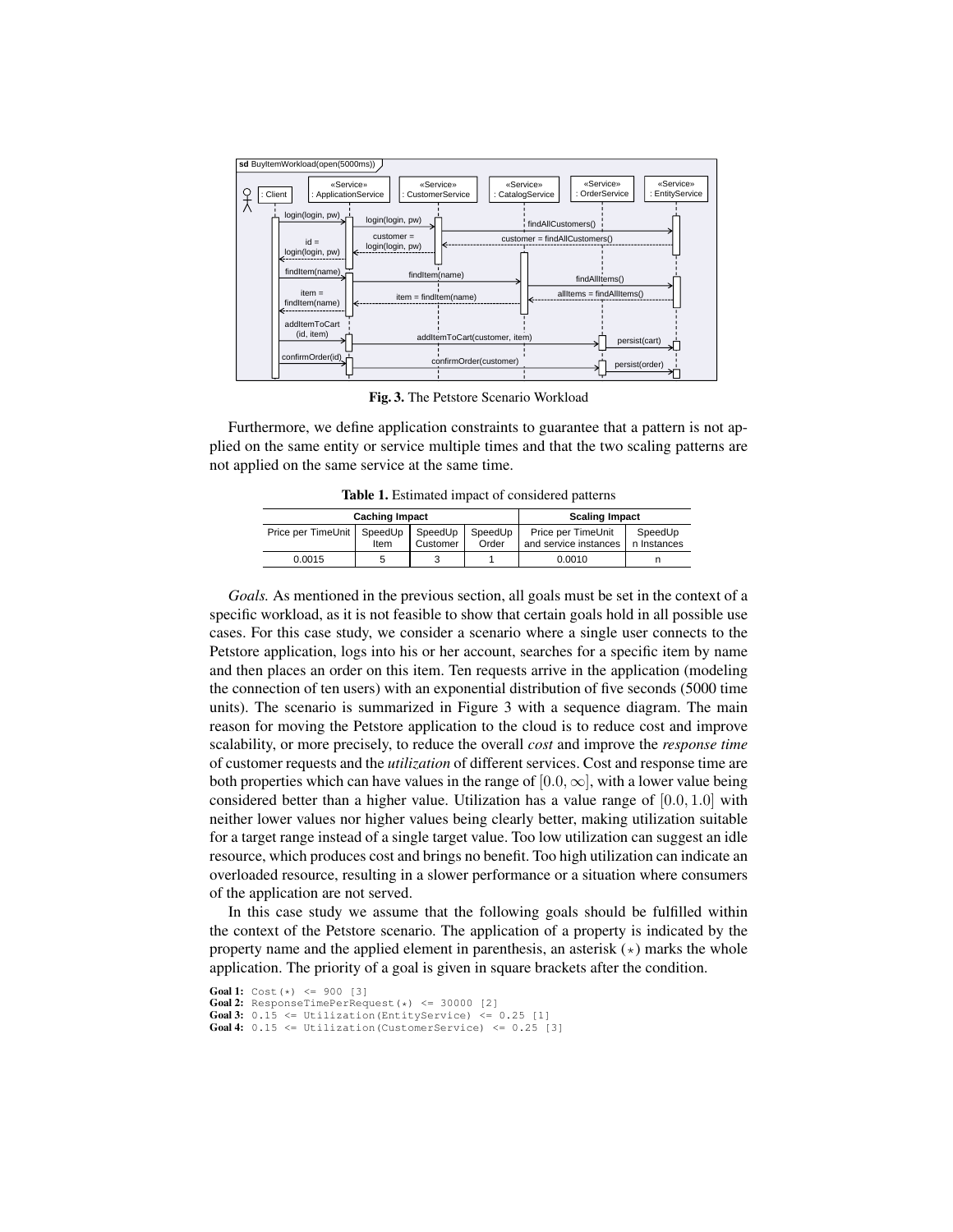Fig. 3. The Petstore Scenario Workload

Furthermore, we define application constraints to guarantee that a pattern is not applied on the same entity or service multiple times and that the two scaling patterns are not applied on the same service at the same time.

**Table 1.** Estimated impact of considered patterns

| Caching Impact | | | | Scaling Impact | |
|---|---|---|---|---|---|
| Price per TimeUnit | SpeedUp Item | SpeedUp Customer | SpeedUp Order | Price per TimeUnit and service instances | SpeedUp n Instances |
| 0.0015 | 5 | 3 | 1 | 0.0010 | n |

*Goals.* As mentioned in the previous section, all goals must be set in the context of a specific workload, as it is not feasible to show that certain goals hold in all possible use cases. For this case study, we consider a scenario where a single user connects to the Petstore application, logs into his or her account, searches for a specific item by name and then places an order on this item. Ten requests arrive in the application (modeling the connection of ten users) with an exponential distribution of five seconds (5000 time units). The scenario is summarized in Figure 3 with a sequence diagram. The main reason for moving the Petstore application to the cloud is to reduce cost and improve scalability, or more precisely, to reduce the overall *cost* and improve the *response time* of customer requests and the *utilization* of different services. Cost and response time are both properties which can have values in the range of $[0.0, \infty]$, with a lower value being considered better than a higher value. Utilization has a value range of $[0.0, 1.0]$ with neither lower values nor higher values being clearly better, making utilization suitable for a target range instead of a single target value. Too low utilization can suggest an idle resource, which produces cost and brings no benefit. Too high utilization can indicate an overloaded resource, resulting in a slower performance or a situation where consumers of the application are not served.

In this case study we assume that the following goals should be fulfilled within the context of the Petstore scenario. The application of a property is indicated by the property name and the applied element in parenthesis, an asterisk ($\star$) marks the whole application. The priority of a goal is given in square brackets after the condition.

**Goal 1:** `Cost(*) <= 900 [3]`
**Goal 2:** `ResponseTimePerRequest(*) <= 30000 [2]`
**Goal 3:** `0.15 <= Utilization(EntityService) <= 0.25 [1]`
**Goal 4:** `0.15 <= Utilization(CustomerService) <= 0.25 [3]`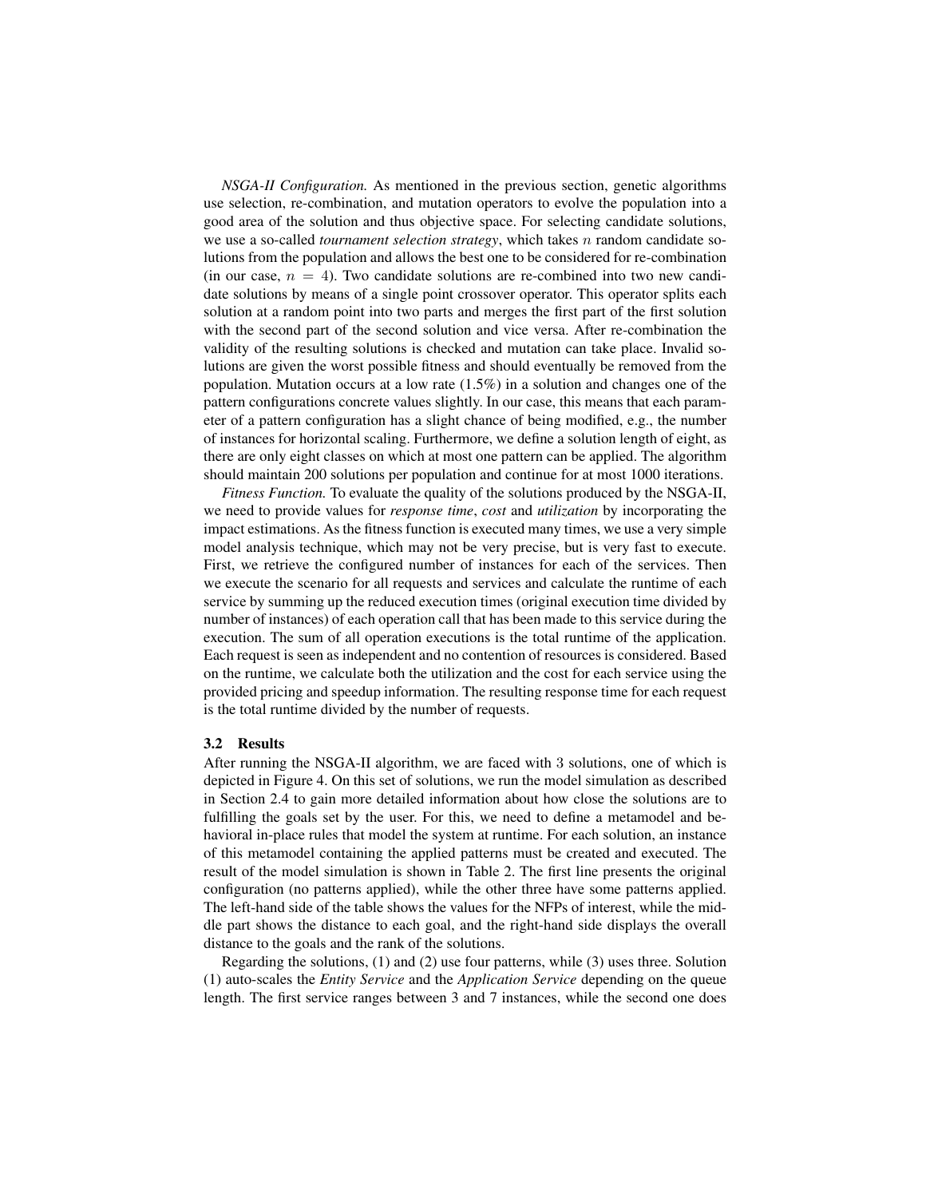*NSGA-II Configuration.* As mentioned in the previous section, genetic algorithms use selection, re-combination, and mutation operators to evolve the population into a good area of the solution and thus objective space. For selecting candidate solutions, we use a so-called *tournament selection strategy*, which takes $n$ random candidate solutions from the population and allows the best one to be considered for re-combination (in our case, $n = 4$). Two candidate solutions are re-combined into two new candidate solutions by means of a single point crossover operator. This operator splits each solution at a random point into two parts and merges the first part of the first solution with the second part of the second solution and vice versa. After re-combination the validity of the resulting solutions is checked and mutation can take place. Invalid solutions are given the worst possible fitness and should eventually be removed from the population. Mutation occurs at a low rate (1.5%) in a solution and changes one of the pattern configurations concrete values slightly. In our case, this means that each parameter of a pattern configuration has a slight chance of being modified, e.g., the number of instances for horizontal scaling. Furthermore, we define a solution length of eight, as there are only eight classes on which at most one pattern can be applied. The algorithm should maintain 200 solutions per population and continue for at most 1000 iterations.

*Fitness Function.* To evaluate the quality of the solutions produced by the NSGA-II, we need to provide values for *response time*, *cost* and *utilization* by incorporating the impact estimations. As the fitness function is executed many times, we use a very simple model analysis technique, which may not be very precise, but is very fast to execute. First, we retrieve the configured number of instances for each of the services. Then we execute the scenario for all requests and services and calculate the runtime of each service by summing up the reduced execution times (original execution time divided by number of instances) of each operation call that has been made to this service during the execution. The sum of all operation executions is the total runtime of the application. Each request is seen as independent and no contention of resources is considered. Based on the runtime, we calculate both the utilization and the cost for each service using the provided pricing and speedup information. The resulting response time for each request is the total runtime divided by the number of requests.

### 3.2 Results

After running the NSGA-II algorithm, we are faced with 3 solutions, one of which is depicted in Figure 4. On this set of solutions, we run the model simulation as described in Section 2.4 to gain more detailed information about how close the solutions are to fulfilling the goals set by the user. For this, we need to define a metamodel and behavioral in-place rules that model the system at runtime. For each solution, an instance of this metamodel containing the applied patterns must be created and executed. The result of the model simulation is shown in Table 2. The first line presents the original configuration (no patterns applied), while the other three have some patterns applied. The left-hand side of the table shows the values for the NFPs of interest, while the middle part shows the distance to each goal, and the right-hand side displays the overall distance to the goals and the rank of the solutions.

Regarding the solutions, (1) and (2) use four patterns, while (3) uses three. Solution (1) auto-scales the *Entity Service* and the *Application Service* depending on the queue length. The first service ranges between 3 and 7 instances, while the second one does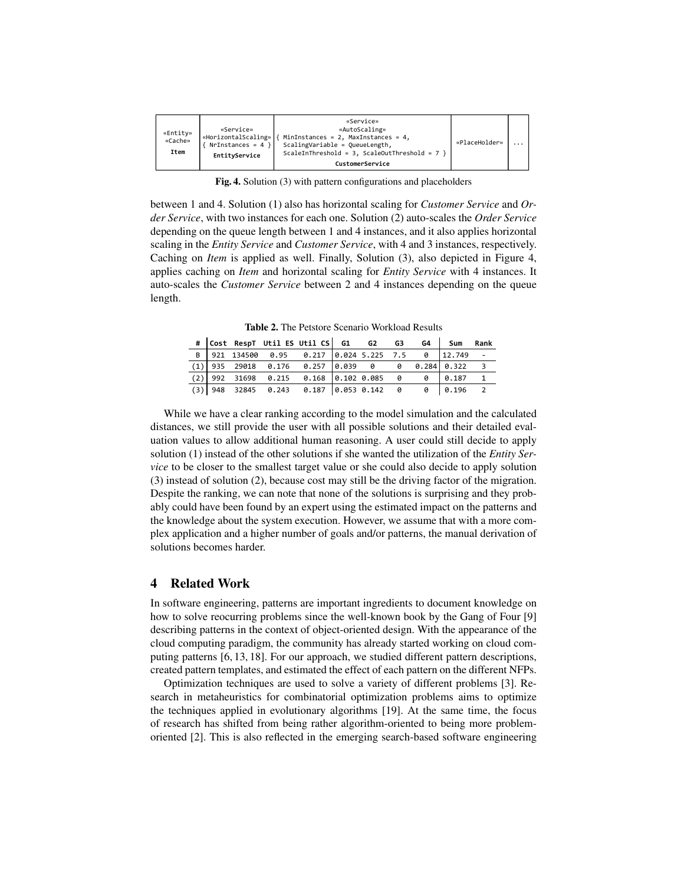| «Entity» «Cache» **Item** | «Service» «HorizontalScaling» { NrInstances = 4 } **EntityService** | «Service» «AutoScaling» { MinInstances = 2, MaxInstances = 4, ScalingVariable = QueueLength, ScaleInThreshold = 3, ScaleOutThreshold = 7 } **CustomerService** | «PlaceHolder» | ... |
|---|---|---|---|---|

**Fig. 4.** Solution (3) with pattern configurations and placeholders

between 1 and 4. Solution (1) also has horizontal scaling for *Customer Service* and *Order Service*, with two instances for each one. Solution (2) auto-scales the *Order Service* depending on the queue length between 1 and 4 instances, and it also applies horizontal scaling in the *Entity Service* and *Customer Service*, with 4 and 3 instances, respectively. Caching on *Item* is applied as well. Finally, Solution (3), also depicted in Figure 4, applies caching on *Item* and horizontal scaling for *Entity Service* with 4 instances. It auto-scales the *Customer Service* between 2 and 4 instances depending on the queue length.

**Table 2.** The Petstore Scenario Workload Results

| # | Cost | RespT | Util ES | Util CS | G1 | G2 | G3 | G4 | Sum | Rank |
|---|---|---|---|---|---|---|---|---|---|---|
| B | 921 | 134500 | 0.95 | 0.217 | 0.024 | 5.225 | 7.5 | 0 | 12.749 | - |
| (1) | 935 | 29018 | 0.176 | 0.257 | 0.039 | 0 | 0 | 0.284 | 0.322 | 3 |
| (2) | 992 | 31698 | 0.215 | 0.168 | 0.102 | 0.085 | 0 | 0 | 0.187 | 1 |
| (3) | 948 | 32845 | 0.243 | 0.187 | 0.053 | 0.142 | 0 | 0 | 0.196 | 2 |

While we have a clear ranking according to the model simulation and the calculated distances, we still provide the user with all possible solutions and their detailed evaluation values to allow additional human reasoning. A user could still decide to apply solution (1) instead of the other solutions if she wanted the utilization of the *Entity Service* to be closer to the smallest target value or she could also decide to apply solution (3) instead of solution (2), because cost may still be the driving factor of the migration. Despite the ranking, we can note that none of the solutions is surprising and they probably could have been found by an expert using the estimated impact on the patterns and the knowledge about the system execution. However, we assume that with a more complex application and a higher number of goals and/or patterns, the manual derivation of solutions becomes harder.

## 4 Related Work

In software engineering, patterns are important ingredients to document knowledge on how to solve reocurring problems since the well-known book by the Gang of Four [9] describing patterns in the context of object-oriented design. With the appearance of the cloud computing paradigm, the community has already started working on cloud computing patterns [6, 13, 18]. For our approach, we studied different pattern descriptions, created pattern templates, and estimated the effect of each pattern on the different NFPs.

Optimization techniques are used to solve a variety of different problems [3]. Research in metaheuristics for combinatorial optimization problems aims to optimize the techniques applied in evolutionary algorithms [19]. At the same time, the focus of research has shifted from being rather algorithm-oriented to being more problem-oriented [2]. This is also reflected in the emerging search-based software engineering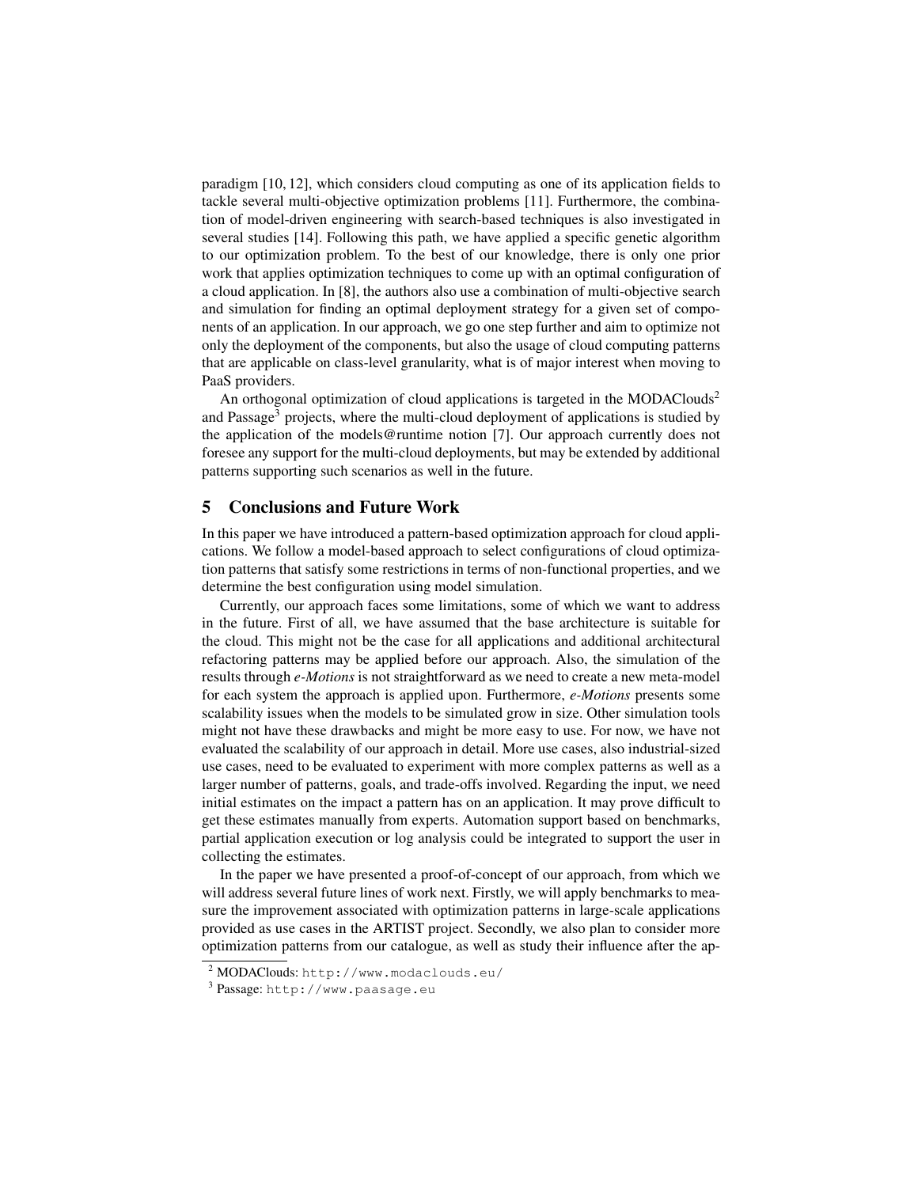paradigm [10, 12], which considers cloud computing as one of its application fields to tackle several multi-objective optimization problems [11]. Furthermore, the combination of model-driven engineering with search-based techniques is also investigated in several studies [14]. Following this path, we have applied a specific genetic algorithm to our optimization problem. To the best of our knowledge, there is only one prior work that applies optimization techniques to come up with an optimal configuration of a cloud application. In [8], the authors also use a combination of multi-objective search and simulation for finding an optimal deployment strategy for a given set of components of an application. In our approach, we go one step further and aim to optimize not only the deployment of the components, but also the usage of cloud computing patterns that are applicable on class-level granularity, what is of major interest when moving to PaaS providers.

An orthogonal optimization of cloud applications is targeted in the MODAClouds[2] and Passage[3] projects, where the multi-cloud deployment of applications is studied by the application of the models@runtime notion [7]. Our approach currently does not foresee any support for the multi-cloud deployments, but may be extended by additional patterns supporting such scenarios as well in the future.

## 5 Conclusions and Future Work

In this paper we have introduced a pattern-based optimization approach for cloud applications. We follow a model-based approach to select configurations of cloud optimization patterns that satisfy some restrictions in terms of non-functional properties, and we determine the best configuration using model simulation.

Currently, our approach faces some limitations, some of which we want to address in the future. First of all, we have assumed that the base architecture is suitable for the cloud. This might not be the case for all applications and additional architectural refactoring patterns may be applied before our approach. Also, the simulation of the results through *e-Motions* is not straightforward as we need to create a new meta-model for each system the approach is applied upon. Furthermore, *e-Motions* presents some scalability issues when the models to be simulated grow in size. Other simulation tools might not have these drawbacks and might be more easy to use. For now, we have not evaluated the scalability of our approach in detail. More use cases, also industrial-sized use cases, need to be evaluated to experiment with more complex patterns as well as a larger number of patterns, goals, and trade-offs involved. Regarding the input, we need initial estimates on the impact a pattern has on an application. It may prove difficult to get these estimates manually from experts. Automation support based on benchmarks, partial application execution or log analysis could be integrated to support the user in collecting the estimates.

In the paper we have presented a proof-of-concept of our approach, from which we will address several future lines of work next. Firstly, we will apply benchmarks to measure the improvement associated with optimization patterns in large-scale applications provided as use cases in the ARTIST project. Secondly, we also plan to consider more optimization patterns from our catalogue, as well as study their influence after the ap-

[2] MODAClouds: `http://www.modaclouds.eu/`

[3] Passage: `http://www.paasage.eu`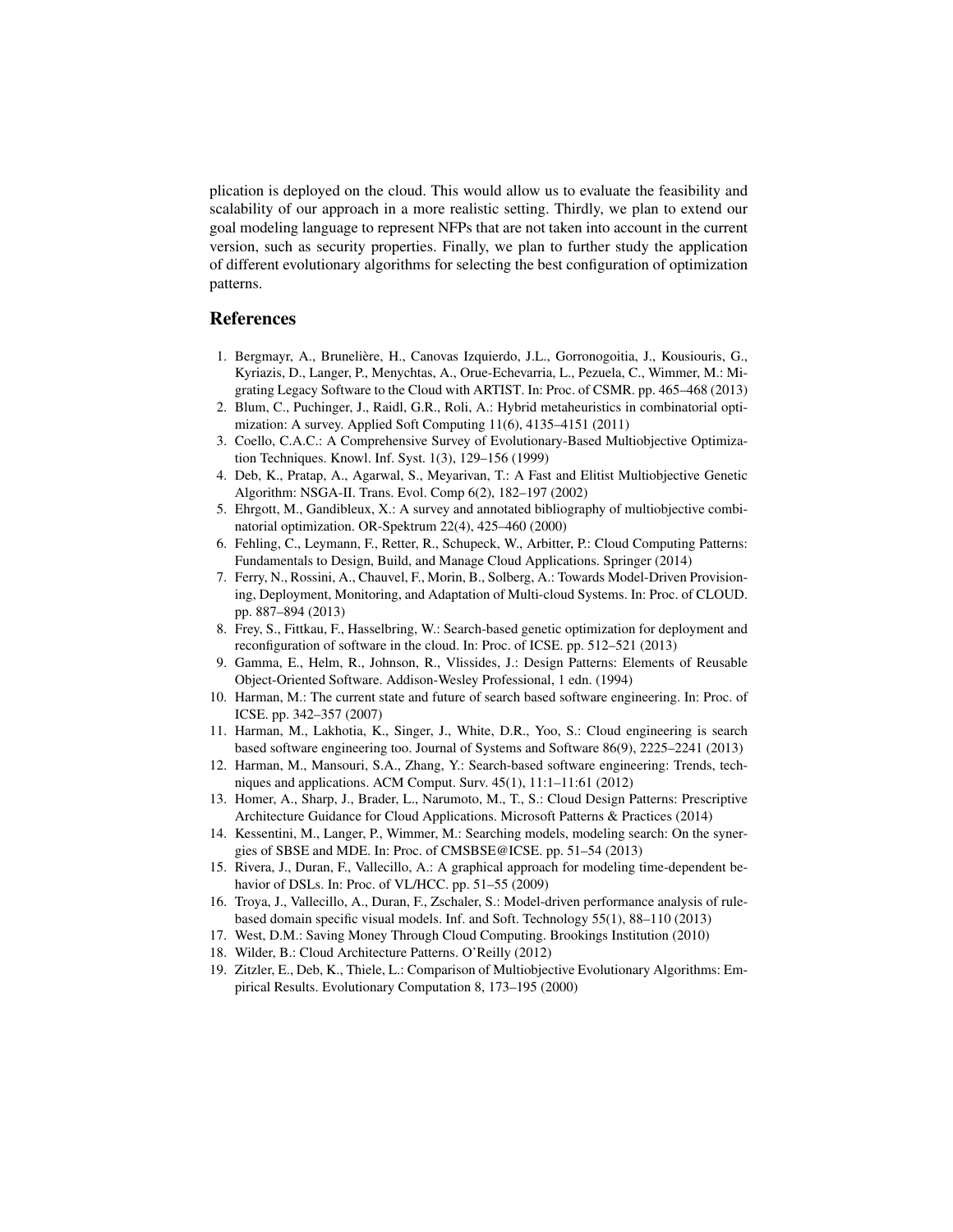plication is deployed on the cloud. This would allow us to evaluate the feasibility and scalability of our approach in a more realistic setting. Thirdly, we plan to extend our goal modeling language to represent NFPs that are not taken into account in the current version, such as security properties. Finally, we plan to further study the application of different evolutionary algorithms for selecting the best configuration of optimization patterns.

## References

1. Bergmayr, A., Brunelière, H., Canovas Izquierdo, J.L., Gorronogoitia, J., Kousiouris, G., Kyriazis, D., Langer, P., Menychtas, A., Orue-Echevarria, L., Pezuela, C., Wimmer, M.: Migrating Legacy Software to the Cloud with ARTIST. In: Proc. of CSMR. pp. 465–468 (2013)
2. Blum, C., Puchinger, J., Raidl, G.R., Roli, A.: Hybrid metaheuristics in combinatorial optimization: A survey. Applied Soft Computing 11(6), 4135–4151 (2011)
3. Coello, C.A.C.: A Comprehensive Survey of Evolutionary-Based Multiobjective Optimization Techniques. Knowl. Inf. Syst. 1(3), 129–156 (1999)
4. Deb, K., Pratap, A., Agarwal, S., Meyarivan, T.: A Fast and Elitist Multiobjective Genetic Algorithm: NSGA-II. Trans. Evol. Comp 6(2), 182–197 (2002)
5. Ehrgott, M., Gandibleux, X.: A survey and annotated bibliography of multiobjective combinatorial optimization. OR-Spektrum 22(4), 425–460 (2000)
6. Fehling, C., Leymann, F., Retter, R., Schupeck, W., Arbitter, P.: Cloud Computing Patterns: Fundamentals to Design, Build, and Manage Cloud Applications. Springer (2014)
7. Ferry, N., Rossini, A., Chauvel, F., Morin, B., Solberg, A.: Towards Model-Driven Provisioning, Deployment, Monitoring, and Adaptation of Multi-cloud Systems. In: Proc. of CLOUD. pp. 887–894 (2013)
8. Frey, S., Fittkau, F., Hasselbring, W.: Search-based genetic optimization for deployment and reconfiguration of software in the cloud. In: Proc. of ICSE. pp. 512–521 (2013)
9. Gamma, E., Helm, R., Johnson, R., Vlissides, J.: Design Patterns: Elements of Reusable Object-Oriented Software. Addison-Wesley Professional, 1 edn. (1994)
10. Harman, M.: The current state and future of search based software engineering. In: Proc. of ICSE. pp. 342–357 (2007)
11. Harman, M., Lakhotia, K., Singer, J., White, D.R., Yoo, S.: Cloud engineering is search based software engineering too. Journal of Systems and Software 86(9), 2225–2241 (2013)
12. Harman, M., Mansouri, S.A., Zhang, Y.: Search-based software engineering: Trends, techniques and applications. ACM Comput. Surv. 45(1), 11:1–11:61 (2012)
13. Homer, A., Sharp, J., Brader, L., Narumoto, M., T., S.: Cloud Design Patterns: Prescriptive Architecture Guidance for Cloud Applications. Microsoft Patterns & Practices (2014)
14. Kessentini, M., Langer, P., Wimmer, M.: Searching models, modeling search: On the synergies of SBSE and MDE. In: Proc. of CMSBSE@ICSE. pp. 51–54 (2013)
15. Rivera, J., Duran, F., Vallecillo, A.: A graphical approach for modeling time-dependent behavior of DSLs. In: Proc. of VL/HCC. pp. 51–55 (2009)
16. Troya, J., Vallecillo, A., Duran, F., Zschaler, S.: Model-driven performance analysis of rule-based domain specific visual models. Inf. and Soft. Technology 55(1), 88–110 (2013)
17. West, D.M.: Saving Money Through Cloud Computing. Brookings Institution (2010)
18. Wilder, B.: Cloud Architecture Patterns. O'Reilly (2012)
19. Zitzler, E., Deb, K., Thiele, L.: Comparison of Multiobjective Evolutionary Algorithms: Empirical Results. Evolutionary Computation 8, 173–195 (2000)